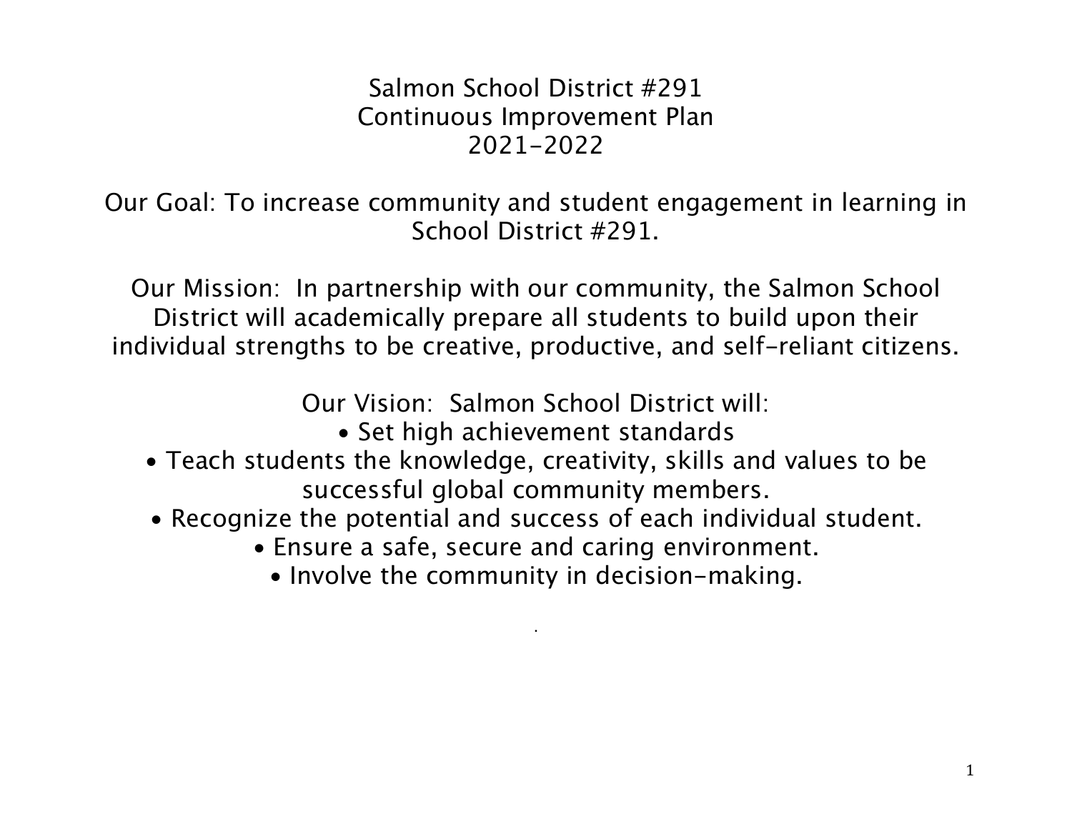# Salmon School District #291
# Continuous Improvement Plan
# 2021-2022

Our Goal: To increase community and student engagement in learning in School District #291.

Our Mission: In partnership with our community, the Salmon School District will academically prepare all students to build upon their individual strengths to be creative, productive, and self-reliant citizens.

Our Vision: Salmon School District will:

- Set high achievement standards
- Teach students the knowledge, creativity, skills and values to be successful global community members.
- Recognize the potential and success of each individual student.
- Ensure a safe, secure and caring environment.
- Involve the community in decision-making.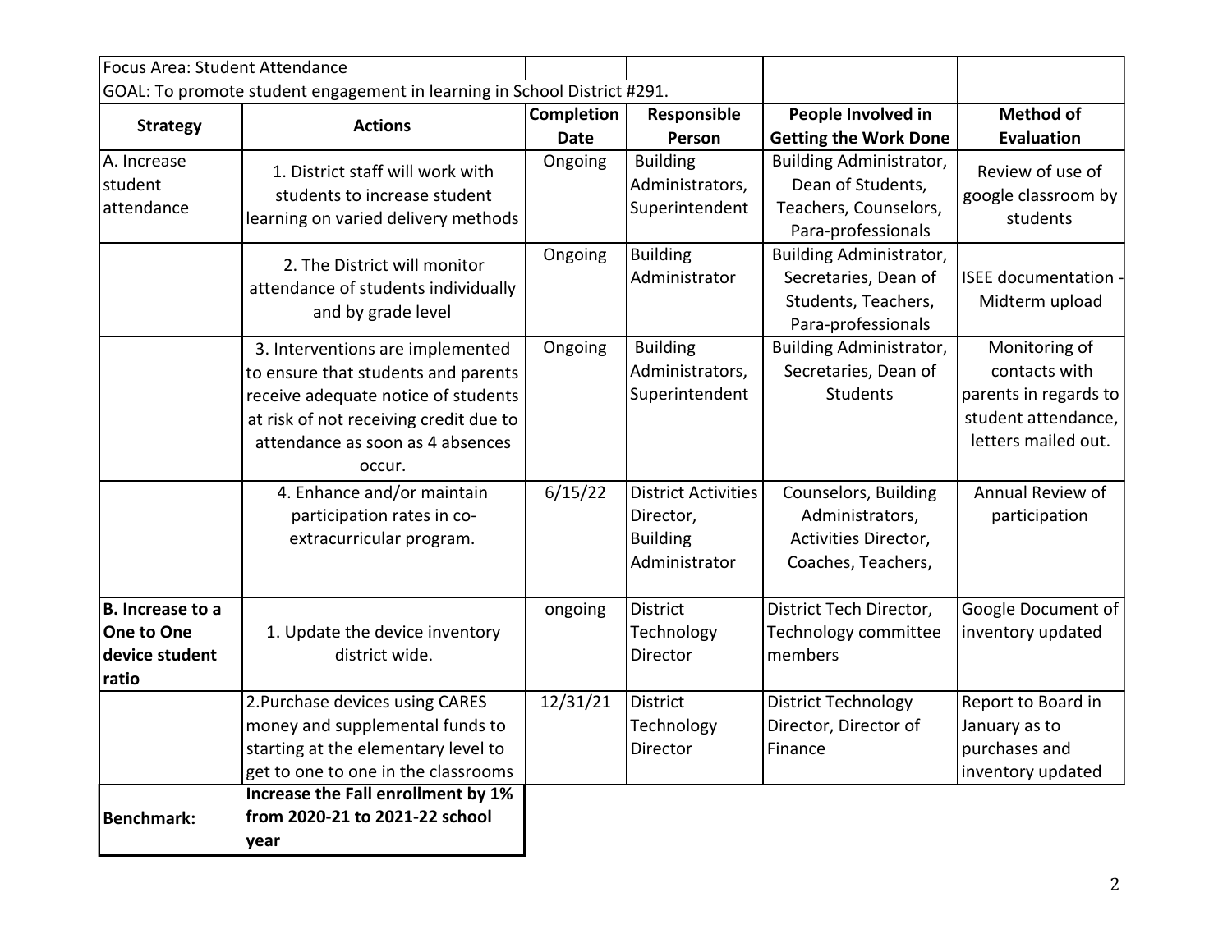| Focus Area: Student Attendance | | | | | |
|---|---|---|---|---|---|
| GOAL: To promote student engagement in learning in School District #291. | | | | | |
| **Strategy** | **Actions** | **Completion Date** | **Responsible Person** | **People Involved in Getting the Work Done** | **Method of Evaluation** |
| A. Increase student attendance | 1. District staff will work with students to increase student learning on varied delivery methods | Ongoing | Building Administrators, Superintendent | Building Administrator, Dean of Students, Teachers, Counselors, Para-professionals | Review of use of google classroom by students |
| | 2. The District will monitor attendance of students individually and by grade level | Ongoing | Building Administrator | Building Administrator, Secretaries, Dean of Students, Teachers, Para-professionals | ISEE documentation - Midterm upload |
| | 3. Interventions are implemented to ensure that students and parents receive adequate notice of students at risk of not receiving credit due to attendance as soon as 4 absences occur. | Ongoing | Building Administrators, Superintendent | Building Administrator, Secretaries, Dean of Students | Monitoring of contacts with parents in regards to student attendance, letters mailed out. |
| | 4. Enhance and/or maintain participation rates in co-extracurricular program. | 6/15/22 | District Activities Director, Building Administrator | Counselors, Building Administrators, Activities Director, Coaches, Teachers, | Annual Review of participation |
| **B. Increase to a One to One device student ratio** | 1. Update the device inventory district wide. | ongoing | District Technology Director | District Tech Director, Technology committee members | Google Document of inventory updated |
| | 2.Purchase devices using CARES money and supplemental funds to starting at the elementary level to get to one to one in the classrooms | 12/31/21 | District Technology Director | District Technology Director, Director of Finance | Report to Board in January as to purchases and inventory updated |
| **Benchmark:** | **Increase the Fall enrollment by 1% from 2020-21 to 2021-22 school year** | | | | |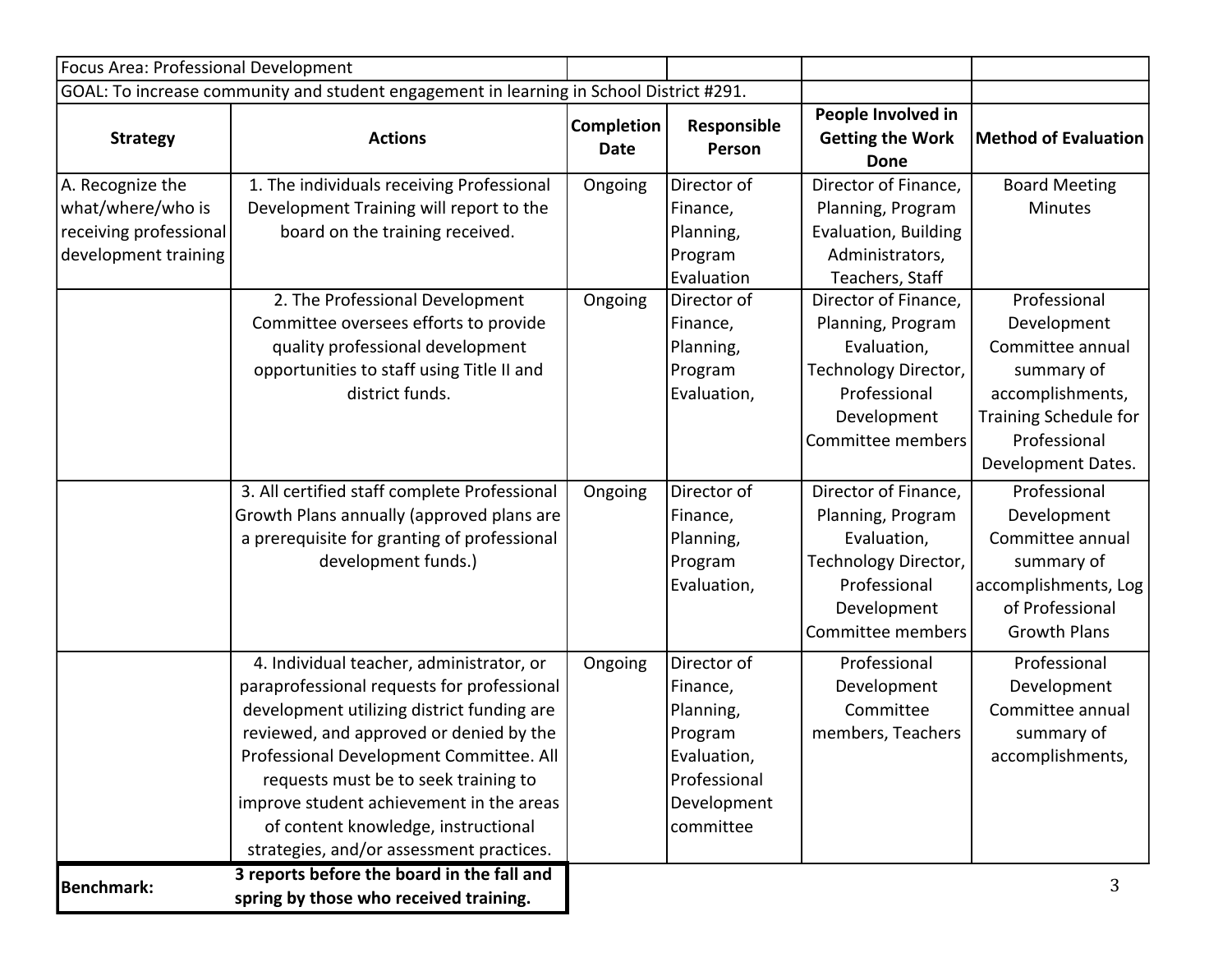| Focus Area: Professional Development | | | | | |
|---|---|---|---|---|---|
| GOAL: To increase community and student engagement in learning in School District #291. | | | | | |
| **Strategy** | **Actions** | **Completion Date** | **Responsible Person** | **People Involved in Getting the Work Done** | **Method of Evaluation** |
| A. Recognize the what/where/who is receiving professional development training | 1. The individuals receiving Professional Development Training will report to the board on the training received. | Ongoing | Director of Finance, Planning, Program Evaluation | Director of Finance, Planning, Program Evaluation, Building Administrators, Teachers, Staff | Board Meeting Minutes |
| | 2. The Professional Development Committee oversees efforts to provide quality professional development opportunities to staff using Title II and district funds. | Ongoing | Director of Finance, Planning, Program Evaluation, | Director of Finance, Planning, Program Evaluation, Technology Director, Professional Development Committee members | Professional Development Committee annual summary of accomplishments, Training Schedule for Professional Development Dates. |
| | 3. All certified staff complete Professional Growth Plans annually (approved plans are a prerequisite for granting of professional development funds.) | Ongoing | Director of Finance, Planning, Program Evaluation, | Director of Finance, Planning, Program Evaluation, Technology Director, Professional Development Committee members | Professional Development Committee annual summary of accomplishments, Log of Professional Growth Plans |
| | 4. Individual teacher, administrator, or paraprofessional requests for professional development utilizing district funding are reviewed, and approved or denied by the Professional Development Committee. All requests must be to seek training to improve student achievement in the areas of content knowledge, instructional strategies, and/or assessment practices. | Ongoing | Director of Finance, Planning, Program Evaluation, Professional Development committee | Professional Development Committee members, Teachers | Professional Development Committee annual summary of accomplishments, |
| **Benchmark:** | **3 reports before the board in the fall and spring by those who received training.** | | | | |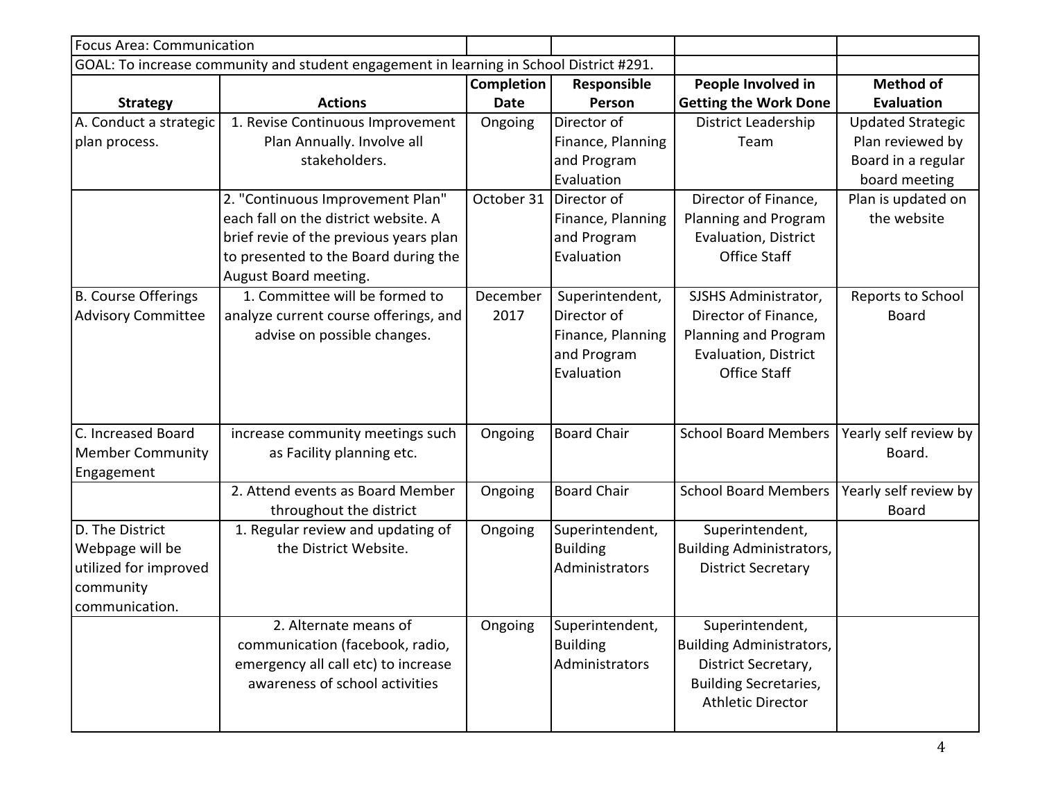Focus Area: Communication

GOAL: To increase community and student engagement in learning in School District #291.

| Strategy | Actions | Completion Date | Responsible Person | People Involved in Getting the Work Done | Method of Evaluation |
|---|---|---|---|---|---|
| A. Conduct a strategic plan process. | 1. Revise Continuous Improvement Plan Annually. Involve all stakeholders. | Ongoing | Director of Finance, Planning and Program Evaluation | District Leadership Team | Updated Strategic Plan reviewed by Board in a regular board meeting |
| | 2. "Continuous Improvement Plan" each fall on the district website. A brief revie of the previous years plan to presented to the Board during the August Board meeting. | October 31 | Director of Finance, Planning and Program Evaluation | Director of Finance, Planning and Program Evaluation, District Office Staff | Plan is updated on the website |
| B. Course Offerings Advisory Committee | 1. Committee will be formed to analyze current course offerings, and advise on possible changes. | December 2017 | Superintendent, Director of Finance, Planning and Program Evaluation | SJSHS Administrator, Director of Finance, Planning and Program Evaluation, District Office Staff | Reports to School Board |
| C. Increased Board Member Community Engagement | increase community meetings such as Facility planning etc. | Ongoing | Board Chair | School Board Members | Yearly self review by Board. |
| | 2. Attend events as Board Member throughout the district | Ongoing | Board Chair | School Board Members | Yearly self review by Board |
| D. The District Webpage will be utilized for improved community communication. | 1. Regular review and updating of the District Website. | Ongoing | Superintendent, Building Administrators | Superintendent, Building Administrators, District Secretary | |
| | 2. Alternate means of communication (facebook, radio, emergency all call etc) to increase awareness of school activities | Ongoing | Superintendent, Building Administrators | Superintendent, Building Administrators, District Secretary, Building Secretaries, Athletic Director | |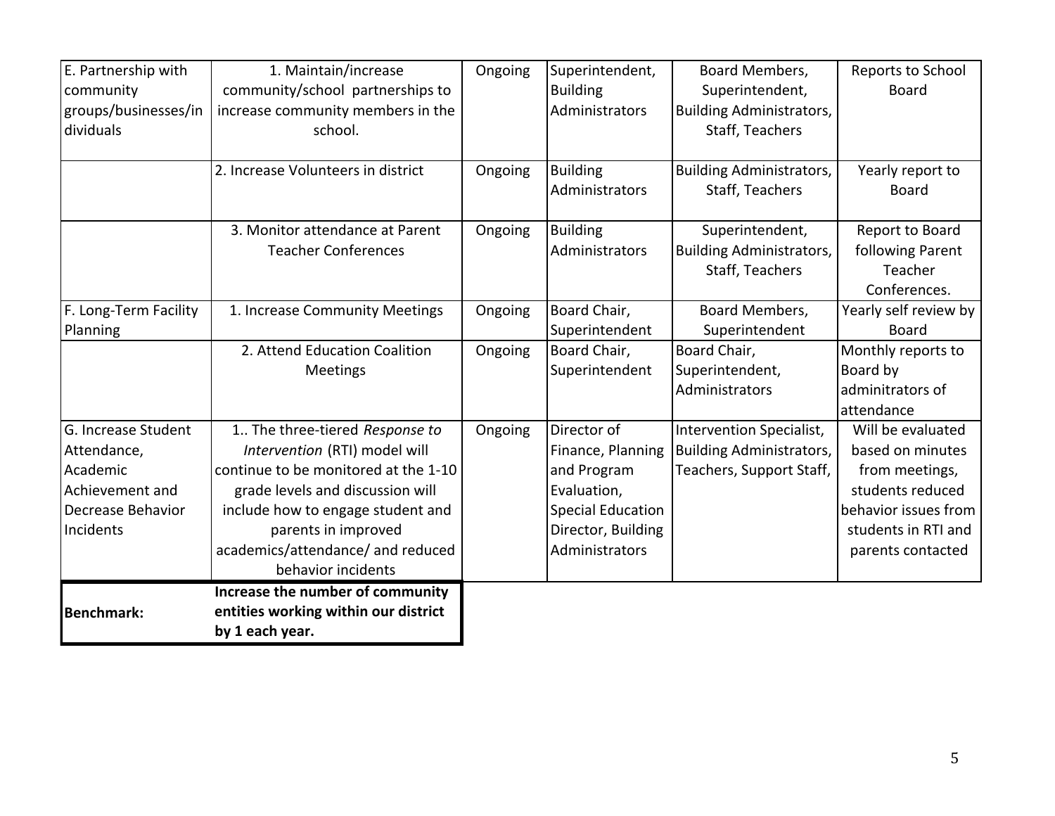| | | | | | |
|---|---|---|---|---|---|
| E. Partnership with community groups/businesses/individuals | 1. Maintain/increase community/school partnerships to increase community members in the school. | Ongoing | Superintendent, Building Administrators | Board Members, Superintendent, Building Administrators, Staff, Teachers | Reports to School Board |
| | 2. Increase Volunteers in district | Ongoing | Building Administrators | Building Administrators, Staff, Teachers | Yearly report to Board |
| | 3. Monitor attendance at Parent Teacher Conferences | Ongoing | Building Administrators | Superintendent, Building Administrators, Staff, Teachers | Report to Board following Parent Teacher Conferences. |
| F. Long-Term Facility Planning | 1. Increase Community Meetings | Ongoing | Board Chair, Superintendent | Board Members, Superintendent | Yearly self review by Board |
| | 2. Attend Education Coalition Meetings | Ongoing | Board Chair, Superintendent | Board Chair, Superintendent, Administrators | Monthly reports to Board by adminitrators of attendance |
| G. Increase Student Attendance, Academic Achievement and Decrease Behavior Incidents | 1.. The three-tiered *Response to Intervention* (RTI) model will continue to be monitored at the 1-10 grade levels and discussion will include how to engage student and parents in improved academics/attendance/ and reduced behavior incidents | Ongoing | Director of Finance, Planning and Program Evaluation, Special Education Director, Building Administrators | Intervention Specialist, Building Administrators, Teachers, Support Staff, | Will be evaluated based on minutes from meetings, students reduced behavior issues from students in RTI and parents contacted |
| **Benchmark:** | **Increase the number of community entities working within our district by 1 each year.** | | | | |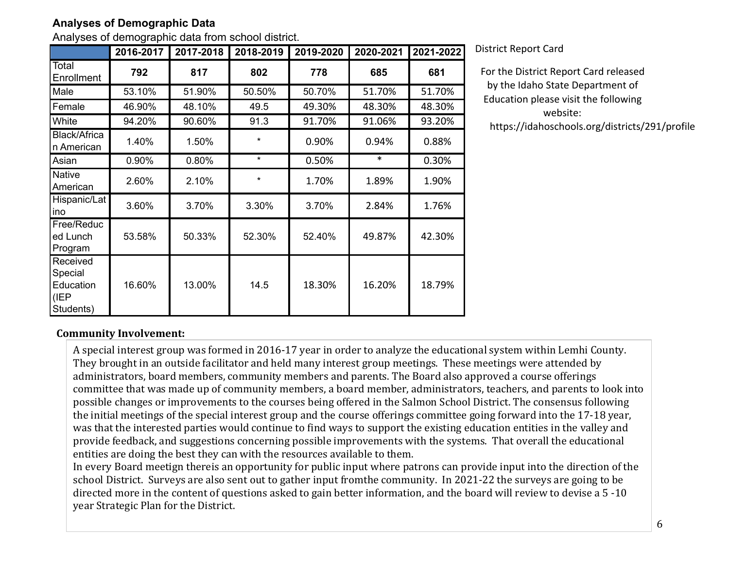## Analyses of Demographic Data

Analyses of demographic data from school district.

| | 2016-2017 | 2017-2018 | 2018-2019 | 2019-2020 | 2020-2021 | 2021-2022 |
|---|---|---|---|---|---|---|
| Total Enrollment | **792** | **817** | **802** | **778** | **685** | **681** |
| Male | 53.10% | 51.90% | 50.50% | 50.70% | 51.70% | 51.70% |
| Female | 46.90% | 48.10% | 49.5 | 49.30% | 48.30% | 48.30% |
| White | 94.20% | 90.60% | 91.3 | 91.70% | 91.06% | 93.20% |
| Black/African American | 1.40% | 1.50% | * | 0.90% | 0.94% | 0.88% |
| Asian | 0.90% | 0.80% | * | 0.50% | * | 0.30% |
| Native American | 2.60% | 2.10% | * | 1.70% | 1.89% | 1.90% |
| Hispanic/Latino | 3.60% | 3.70% | 3.30% | 3.70% | 2.84% | 1.76% |
| Free/Reduced Lunch Program | 53.58% | 50.33% | 52.30% | 52.40% | 49.87% | 42.30% |
| Received Special Education (IEP Students) | 16.60% | 13.00% | 14.5 | 18.30% | 16.20% | 18.79% |

District Report Card

For the District Report Card released by the Idaho State Department of Education please visit the following website: https://idahoschools.org/districts/291/profile

**Community Involvement:**

A special interest group was formed in 2016-17 year in order to analyze the educational system within Lemhi County. They brought in an outside facilitator and held many interest group meetings. These meetings were attended by administrators, board members, community members and parents. The Board also approved a course offerings committee that was made up of community members, a board member, administrators, teachers, and parents to look into possible changes or improvements to the courses being offered in the Salmon School District. The consensus following the initial meetings of the special interest group and the course offerings committee going forward into the 17-18 year, was that the interested parties would continue to find ways to support the existing education entities in the valley and provide feedback, and suggestions concerning possible improvements with the systems. That overall the educational entities are doing the best they can with the resources available to them.

In every Board meetign thereis an opportunity for public input where patrons can provide input into the direction of the school District. Surveys are also sent out to gather input fromthe community. In 2021-22 the surveys are going to be directed more in the content of questions asked to gain better information, and the board will review to devise a 5 -10 year Strategic Plan for the District.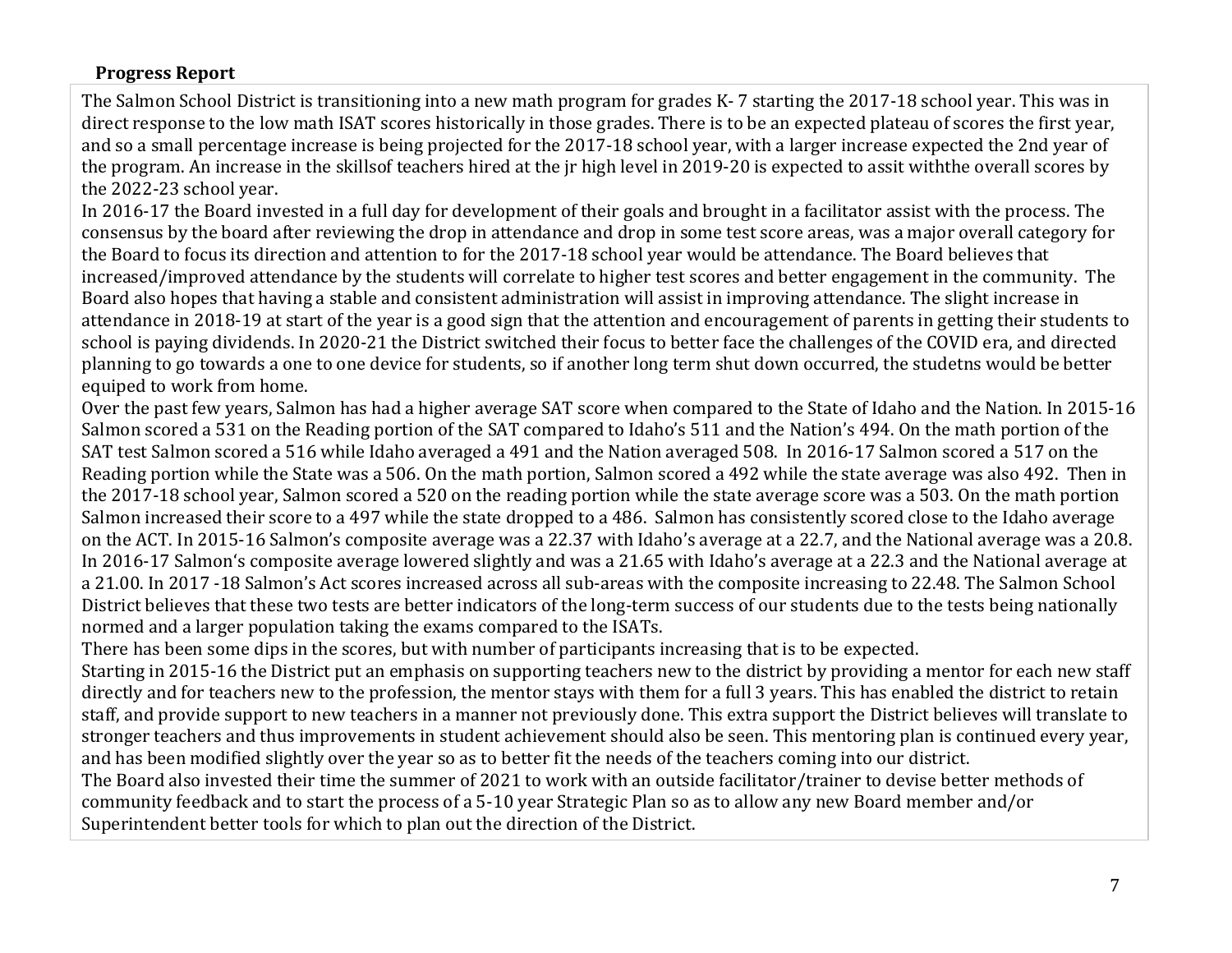**Progress Report**

The Salmon School District is transitioning into a new math program for grades K- 7 starting the 2017-18 school year. This was in direct response to the low math ISAT scores historically in those grades. There is to be an expected plateau of scores the first year, and so a small percentage increase is being projected for the 2017-18 school year, with a larger increase expected the 2nd year of the program. An increase in the skillsof teachers hired at the jr high level in 2019-20 is expected to assit withthe overall scores by the 2022-23 school year.

In 2016-17 the Board invested in a full day for development of their goals and brought in a facilitator assist with the process. The consensus by the board after reviewing the drop in attendance and drop in some test score areas, was a major overall category for the Board to focus its direction and attention to for the 2017-18 school year would be attendance. The Board believes that increased/improved attendance by the students will correlate to higher test scores and better engagement in the community. The Board also hopes that having a stable and consistent administration will assist in improving attendance. The slight increase in attendance in 2018-19 at start of the year is a good sign that the attention and encouragement of parents in getting their students to school is paying dividends. In 2020-21 the District switched their focus to better face the challenges of the COVID era, and directed planning to go towards a one to one device for students, so if another long term shut down occurred, the studetns would be better equiped to work from home.

Over the past few years, Salmon has had a higher average SAT score when compared to the State of Idaho and the Nation. In 2015-16 Salmon scored a 531 on the Reading portion of the SAT compared to Idaho's 511 and the Nation's 494. On the math portion of the SAT test Salmon scored a 516 while Idaho averaged a 491 and the Nation averaged 508. In 2016-17 Salmon scored a 517 on the Reading portion while the State was a 506. On the math portion, Salmon scored a 492 while the state average was also 492. Then in the 2017-18 school year, Salmon scored a 520 on the reading portion while the state average score was a 503. On the math portion Salmon increased their score to a 497 while the state dropped to a 486. Salmon has consistently scored close to the Idaho average on the ACT. In 2015-16 Salmon's composite average was a 22.37 with Idaho's average at a 22.7, and the National average was a 20.8. In 2016-17 Salmon's composite average lowered slightly and was a 21.65 with Idaho's average at a 22.3 and the National average at a 21.00. In 2017 -18 Salmon's Act scores increased across all sub-areas with the composite increasing to 22.48. The Salmon School District believes that these two tests are better indicators of the long-term success of our students due to the tests being nationally normed and a larger population taking the exams compared to the ISATs.

There has been some dips in the scores, but with number of participants increasing that is to be expected.

Starting in 2015-16 the District put an emphasis on supporting teachers new to the district by providing a mentor for each new staff directly and for teachers new to the profession, the mentor stays with them for a full 3 years. This has enabled the district to retain staff, and provide support to new teachers in a manner not previously done. This extra support the District believes will translate to stronger teachers and thus improvements in student achievement should also be seen. This mentoring plan is continued every year, and has been modified slightly over the year so as to better fit the needs of the teachers coming into our district.

The Board also invested their time the summer of 2021 to work with an outside facilitator/trainer to devise better methods of community feedback and to start the process of a 5-10 year Strategic Plan so as to allow any new Board member and/or Superintendent better tools for which to plan out the direction of the District.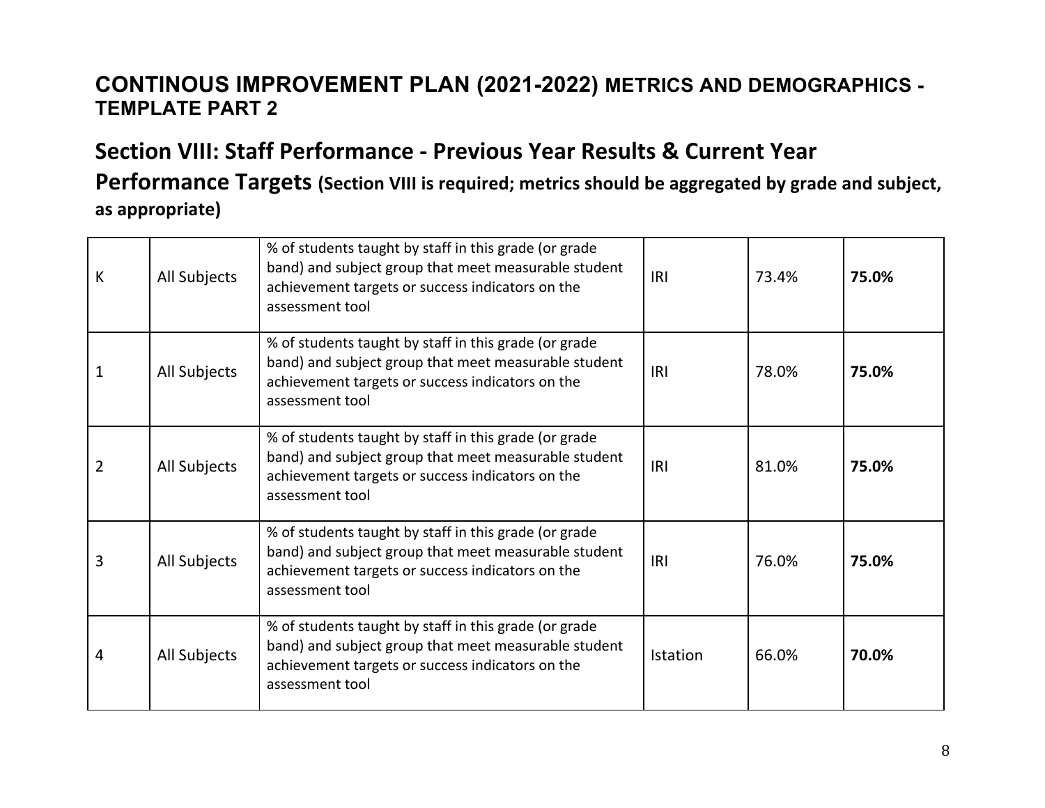## CONTINOUS IMPROVEMENT PLAN (2021-2022) METRICS AND DEMOGRAPHICS - TEMPLATE PART 2

## Section VIII: Staff Performance - Previous Year Results & Current Year Performance Targets (Section VIII is required; metrics should be aggregated by grade and subject, as appropriate)

| | | | | | |
|---|---|---|---|---|---|
| K | All Subjects | % of students taught by staff in this grade (or grade band) and subject group that meet measurable student achievement targets or success indicators on the assessment tool | IRI | 73.4% | **75.0%** |
| 1 | All Subjects | % of students taught by staff in this grade (or grade band) and subject group that meet measurable student achievement targets or success indicators on the assessment tool | IRI | 78.0% | **75.0%** |
| 2 | All Subjects | % of students taught by staff in this grade (or grade band) and subject group that meet measurable student achievement targets or success indicators on the assessment tool | IRI | 81.0% | **75.0%** |
| 3 | All Subjects | % of students taught by staff in this grade (or grade band) and subject group that meet measurable student achievement targets or success indicators on the assessment tool | IRI | 76.0% | **75.0%** |
| 4 | All Subjects | % of students taught by staff in this grade (or grade band) and subject group that meet measurable student achievement targets or success indicators on the assessment tool | Istation | 66.0% | **70.0%** |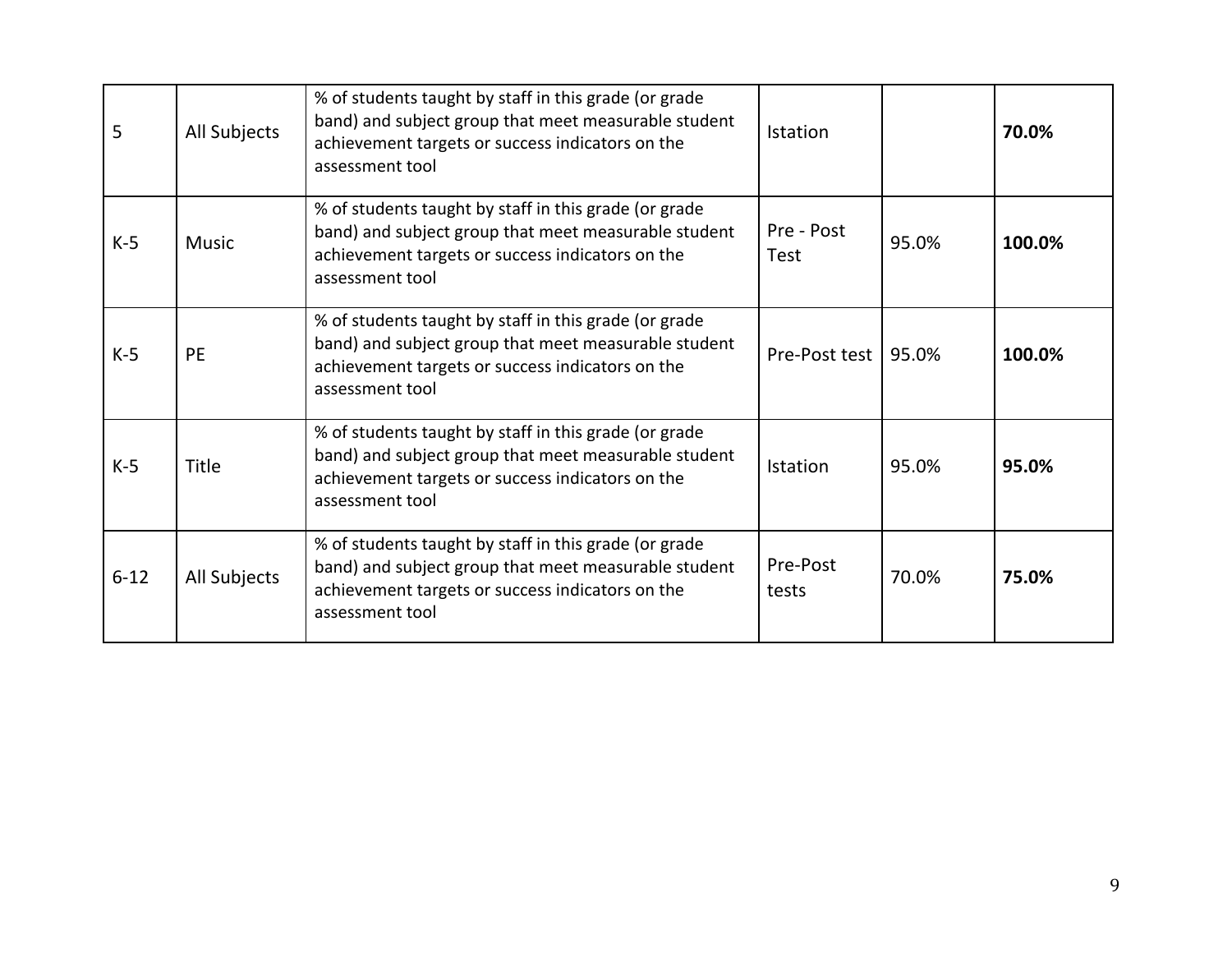| 5 | All Subjects | % of students taught by staff in this grade (or grade band) and subject group that meet measurable student achievement targets or success indicators on the assessment tool | Istation | | **70.0%** |
|---|---|---|---|---|---|
| K-5 | Music | % of students taught by staff in this grade (or grade band) and subject group that meet measurable student achievement targets or success indicators on the assessment tool | Pre - Post Test | 95.0% | **100.0%** |
| K-5 | PE | % of students taught by staff in this grade (or grade band) and subject group that meet measurable student achievement targets or success indicators on the assessment tool | Pre-Post test | 95.0% | **100.0%** |
| K-5 | Title | % of students taught by staff in this grade (or grade band) and subject group that meet measurable student achievement targets or success indicators on the assessment tool | Istation | 95.0% | **95.0%** |
| 6-12 | All Subjects | % of students taught by staff in this grade (or grade band) and subject group that meet measurable student achievement targets or success indicators on the assessment tool | Pre-Post tests | 70.0% | **75.0%** |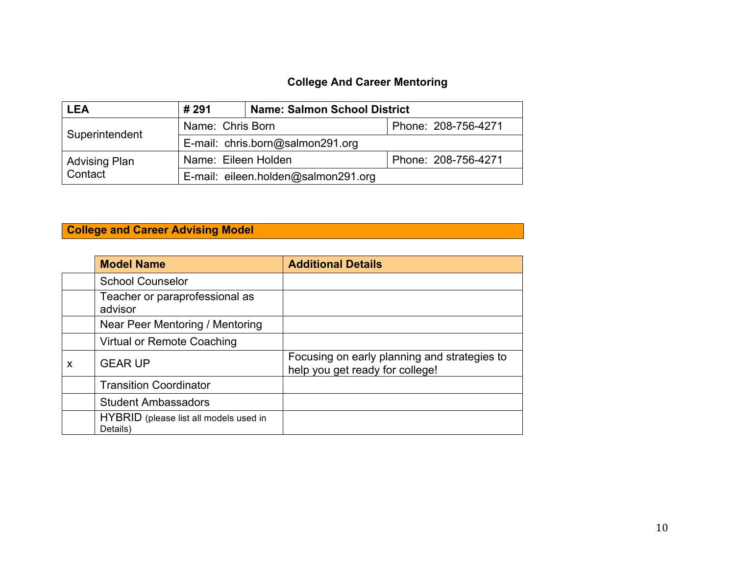## College And Career Mentoring

| LEA | # 291 | Name: Salmon School District | |
|---|---|---|---|
| Superintendent | Name: Chris Born | | Phone: 208-756-4271 |
| | E-mail: chris.born@salmon291.org | | |
| Advising Plan Contact | Name: Eileen Holden | | Phone: 208-756-4271 |
| | E-mail: eileen.holden@salmon291.org | | |

### College and Career Advising Model

| | Model Name | Additional Details |
|---|---|---|
| | School Counselor | |
| | Teacher or paraprofessional as advisor | |
| | Near Peer Mentoring / Mentoring | |
| | Virtual or Remote Coaching | |
| x | GEAR UP | Focusing on early planning and strategies to help you get ready for college! |
| | Transition Coordinator | |
| | Student Ambassadors | |
| | HYBRID (please list all models used in Details) | |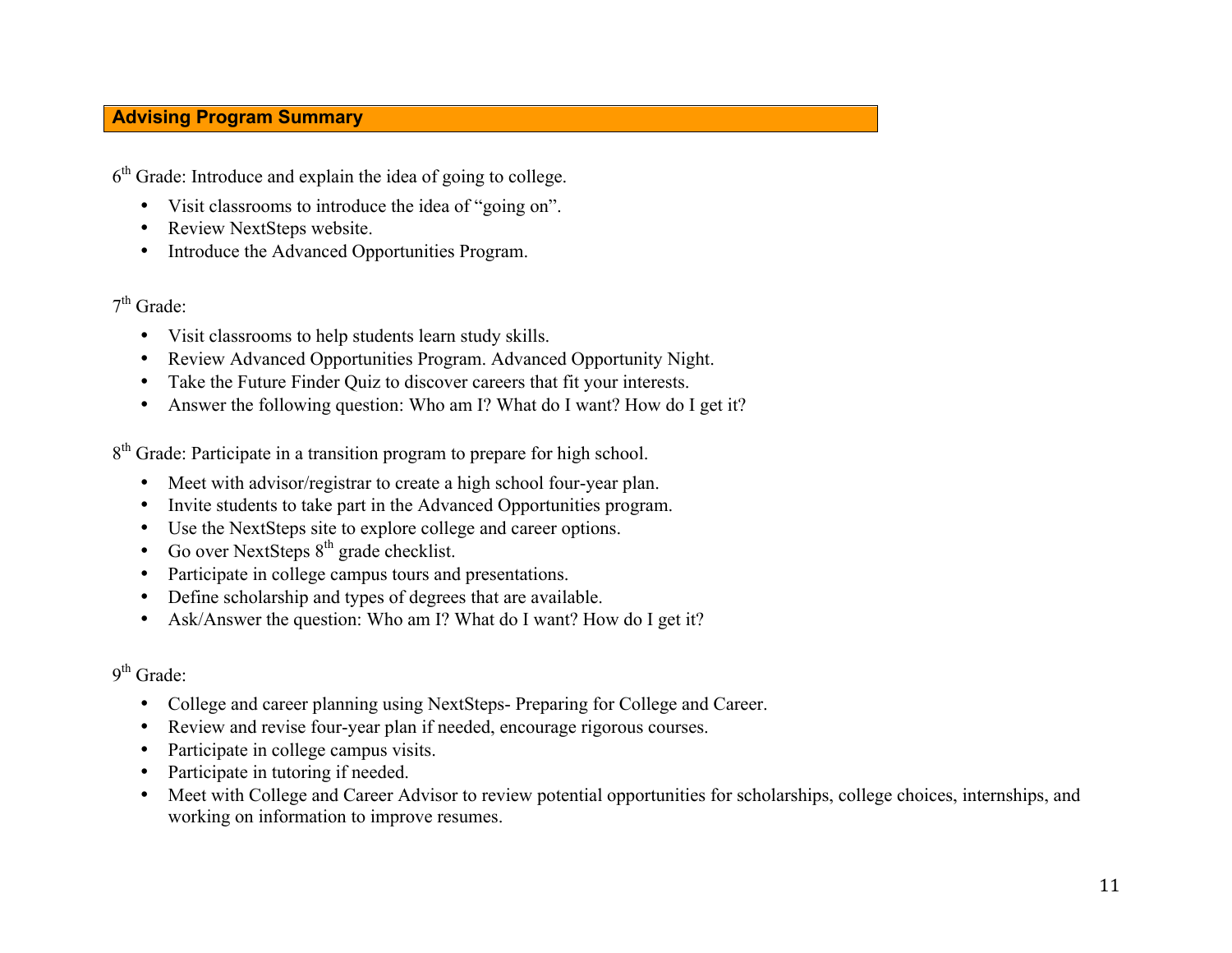## Advising Program Summary

6th Grade: Introduce and explain the idea of going to college.

- Visit classrooms to introduce the idea of "going on".
- Review NextSteps website.
- Introduce the Advanced Opportunities Program.

7th Grade:

- Visit classrooms to help students learn study skills.
- Review Advanced Opportunities Program. Advanced Opportunity Night.
- Take the Future Finder Quiz to discover careers that fit your interests.
- Answer the following question: Who am I? What do I want? How do I get it?

8th Grade: Participate in a transition program to prepare for high school.

- Meet with advisor/registrar to create a high school four-year plan.
- Invite students to take part in the Advanced Opportunities program.
- Use the NextSteps site to explore college and career options.
- Go over NextSteps 8th grade checklist.
- Participate in college campus tours and presentations.
- Define scholarship and types of degrees that are available.
- Ask/Answer the question: Who am I? What do I want? How do I get it?

9th Grade:

- College and career planning using NextSteps- Preparing for College and Career.
- Review and revise four-year plan if needed, encourage rigorous courses.
- Participate in college campus visits.
- Participate in tutoring if needed.
- Meet with College and Career Advisor to review potential opportunities for scholarships, college choices, internships, and working on information to improve resumes.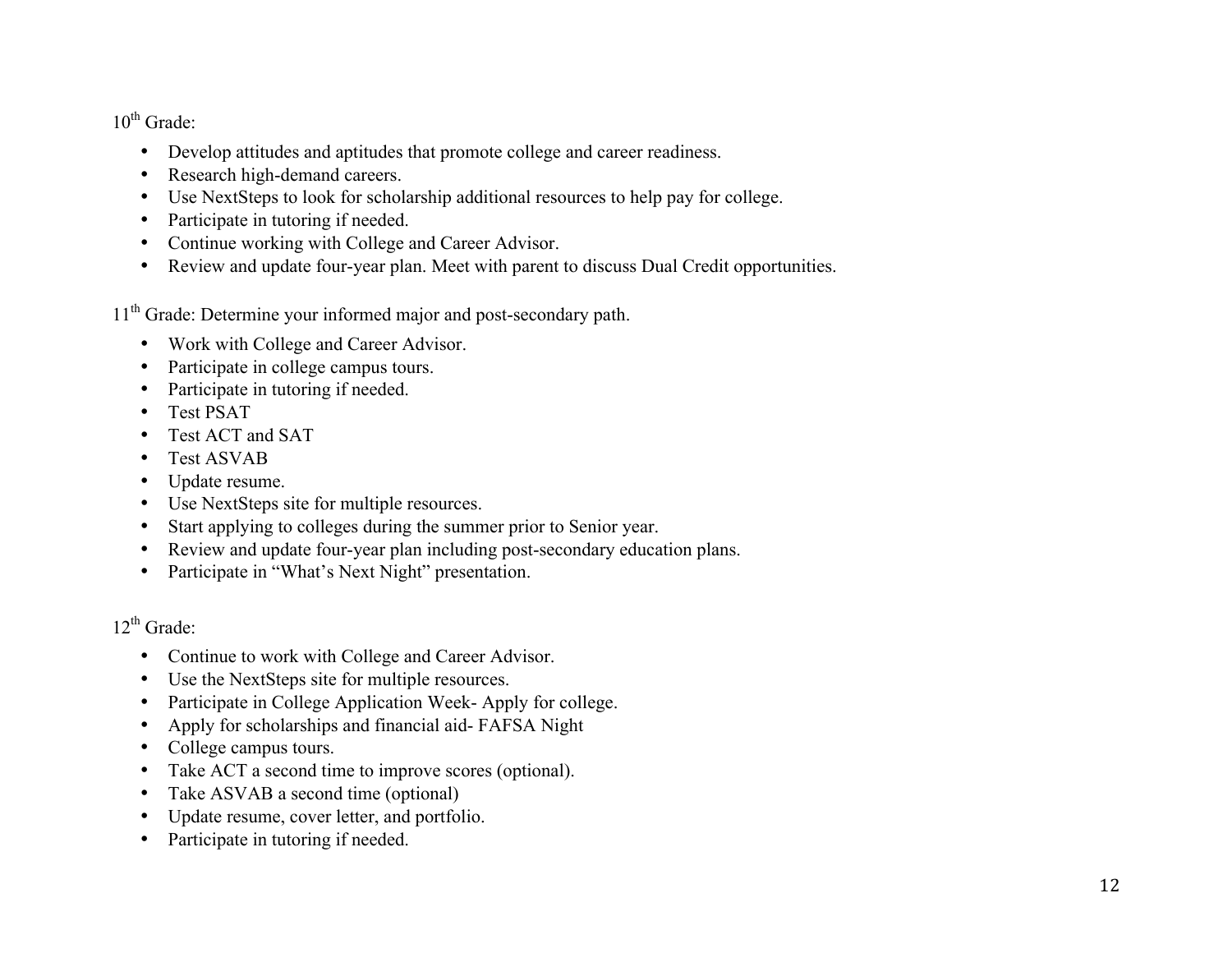10th Grade:

- Develop attitudes and aptitudes that promote college and career readiness.
- Research high-demand careers.
- Use NextSteps to look for scholarship additional resources to help pay for college.
- Participate in tutoring if needed.
- Continue working with College and Career Advisor.
- Review and update four-year plan. Meet with parent to discuss Dual Credit opportunities.

11th Grade: Determine your informed major and post-secondary path.

- Work with College and Career Advisor.
- Participate in college campus tours.
- Participate in tutoring if needed.
- Test PSAT
- Test ACT and SAT
- Test ASVAB
- Update resume.
- Use NextSteps site for multiple resources.
- Start applying to colleges during the summer prior to Senior year.
- Review and update four-year plan including post-secondary education plans.
- Participate in "What's Next Night" presentation.

12th Grade:

- Continue to work with College and Career Advisor.
- Use the NextSteps site for multiple resources.
- Participate in College Application Week- Apply for college.
- Apply for scholarships and financial aid- FAFSA Night
- College campus tours.
- Take ACT a second time to improve scores (optional).
- Take ASVAB a second time (optional)
- Update resume, cover letter, and portfolio.
- Participate in tutoring if needed.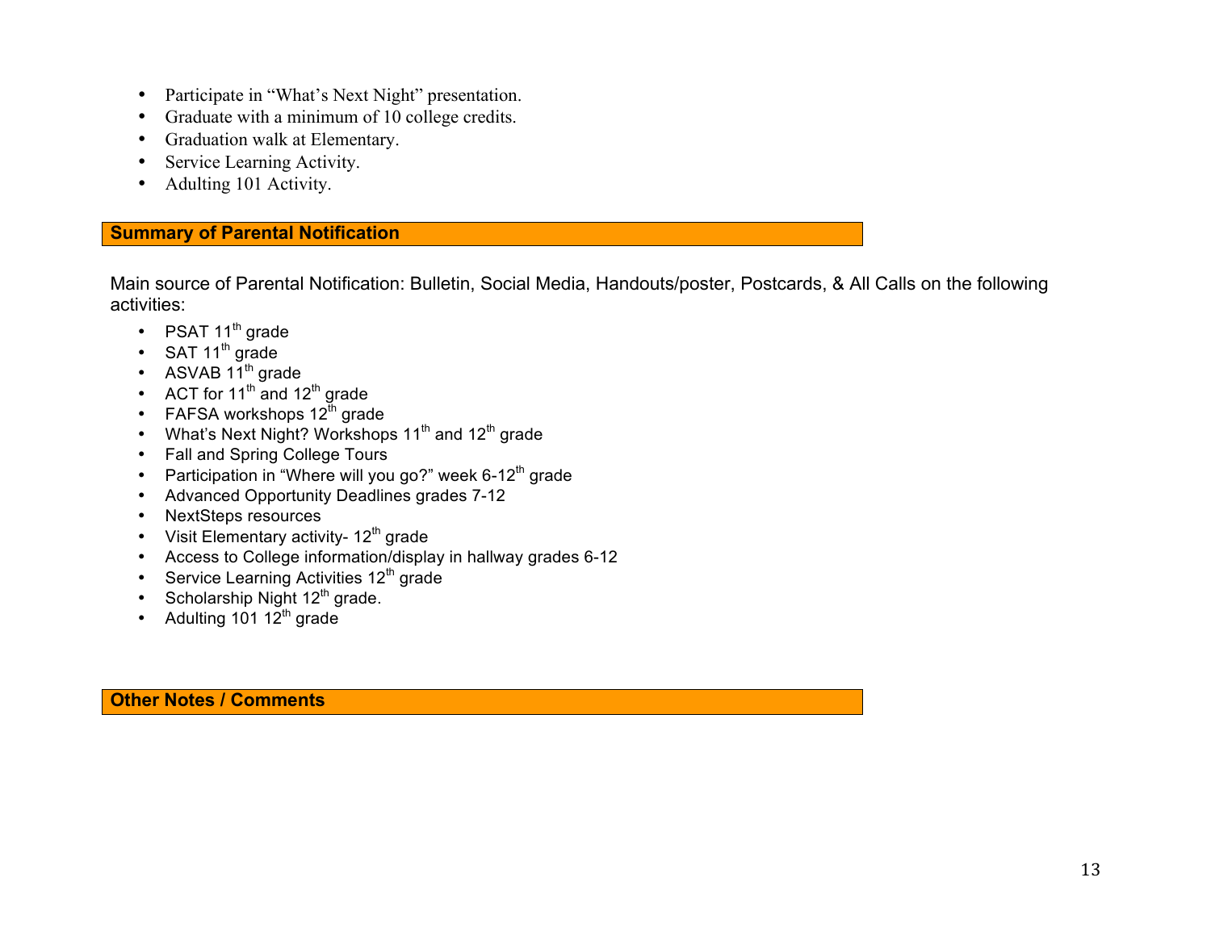- Participate in “What’s Next Night” presentation.
- Graduate with a minimum of 10 college credits.
- Graduation walk at Elementary.
- Service Learning Activity.
- Adulting 101 Activity.

## Summary of Parental Notification

Main source of Parental Notification: Bulletin, Social Media, Handouts/poster, Postcards, & All Calls on the following activities:

- PSAT 11th grade
- SAT 11th grade
- ASVAB 11th grade
- ACT for 11th and 12th grade
- FAFSA workshops 12th grade
- What’s Next Night? Workshops 11th and 12th grade
- Fall and Spring College Tours
- Participation in “Where will you go?” week 6-12th grade
- Advanced Opportunity Deadlines grades 7-12
- NextSteps resources
- Visit Elementary activity- 12th grade
- Access to College information/display in hallway grades 6-12
- Service Learning Activities 12th grade
- Scholarship Night 12th grade.
- Adulting 101 12th grade

## Other Notes / Comments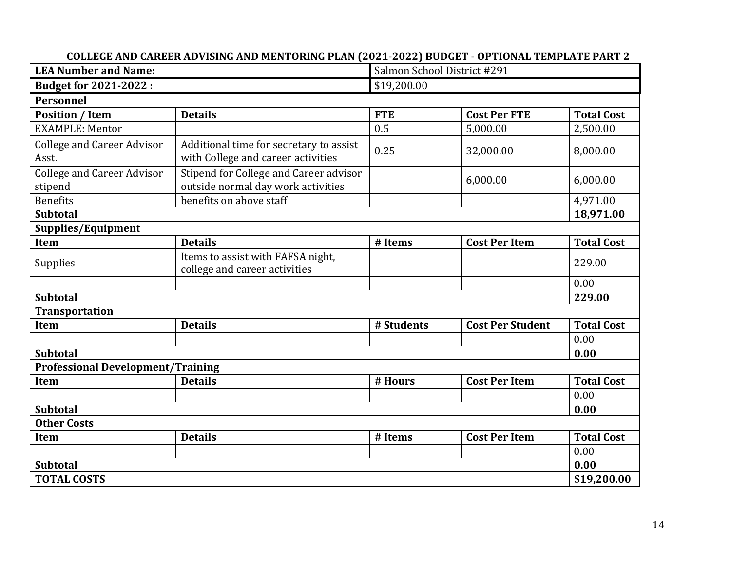## COLLEGE AND CAREER ADVISING AND MENTORING PLAN (2021-2022) BUDGET - OPTIONAL TEMPLATE PART 2

| **LEA Number and Name:** | | Salmon School District #291 | | |
|---|---|---|---|---|
| **Budget for 2021-2022 :** | | $19,200.00 | | |
| **Personnel** | | | | |
| **Position / Item** | **Details** | **FTE** | **Cost Per FTE** | **Total Cost** |
| EXAMPLE: Mentor | | 0.5 | 5,000.00 | 2,500.00 |
| College and Career Advisor Asst. | Additional time for secretary to assist with College and career activities | 0.25 | 32,000.00 | 8,000.00 |
| College and Career Advisor stipend | Stipend for College and Career advisor outside normal day work activities | | 6,000.00 | 6,000.00 |
| Benefits | benefits on above staff | | | 4,971.00 |
| **Subtotal** | | | | **18,971.00** |
| **Supplies/Equipment** | | | | |
| **Item** | **Details** | **# Items** | **Cost Per Item** | **Total Cost** |
| Supplies | Items to assist with FAFSA night, college and career activities | | | 229.00 |
| | | | | 0.00 |
| **Subtotal** | | | | **229.00** |
| **Transportation** | | | | |
| **Item** | **Details** | **# Students** | **Cost Per Student** | **Total Cost** |
| | | | | 0.00 |
| **Subtotal** | | | | **0.00** |
| **Professional Development/Training** | | | | |
| **Item** | **Details** | **# Hours** | **Cost Per Item** | **Total Cost** |
| | | | | 0.00 |
| **Subtotal** | | | | **0.00** |
| **Other Costs** | | | | |
| **Item** | **Details** | **# Items** | **Cost Per Item** | **Total Cost** |
| | | | | 0.00 |
| **Subtotal** | | | | **0.00** |
| **TOTAL COSTS** | | | | **$19,200.00** |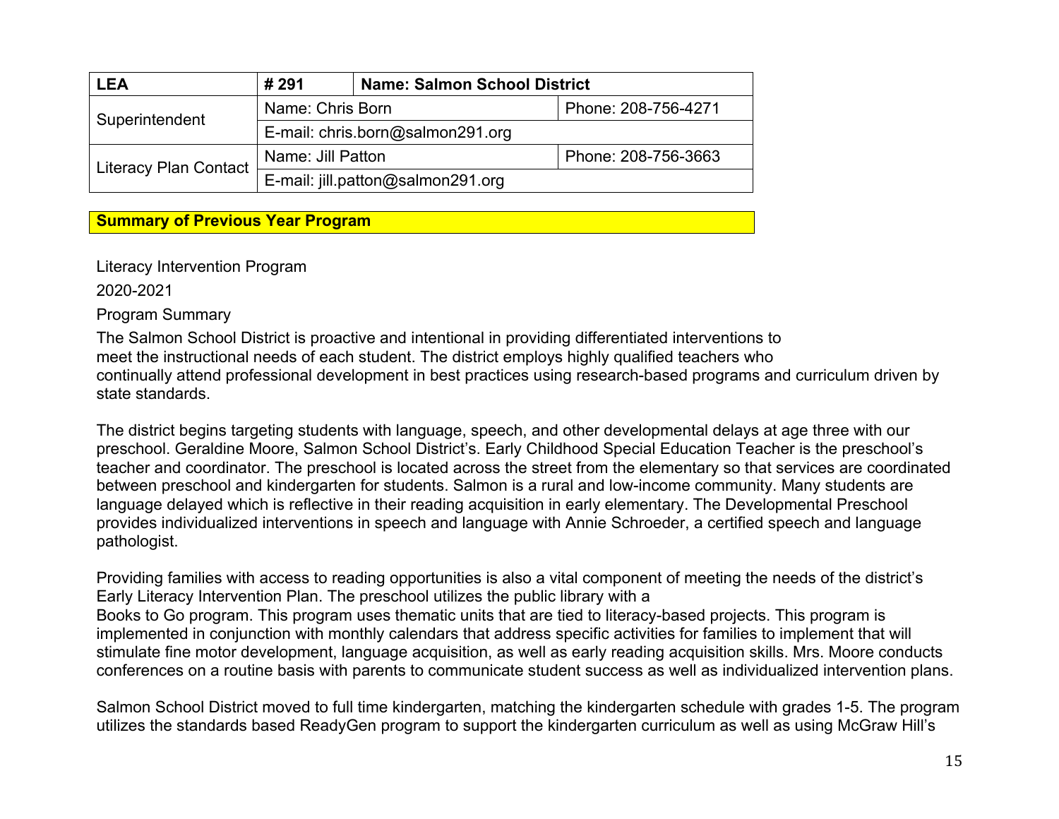| LEA | # 291 | Name: Salmon School District | |
|---|---|---|---|
| Superintendent | Name: Chris Born | | Phone: 208-756-4271 |
| | E-mail: chris.born@salmon291.org | | |
| Literacy Plan Contact | Name: Jill Patton | | Phone: 208-756-3663 |
| | E-mail: jill.patton@salmon291.org | | |

**Summary of Previous Year Program**

Literacy Intervention Program

2020-2021

Program Summary

The Salmon School District is proactive and intentional in providing differentiated interventions to meet the instructional needs of each student. The district employs highly qualified teachers who continually attend professional development in best practices using research-based programs and curriculum driven by state standards.

The district begins targeting students with language, speech, and other developmental delays at age three with our preschool. Geraldine Moore, Salmon School District's. Early Childhood Special Education Teacher is the preschool's teacher and coordinator. The preschool is located across the street from the elementary so that services are coordinated between preschool and kindergarten for students. Salmon is a rural and low-income community. Many students are language delayed which is reflective in their reading acquisition in early elementary. The Developmental Preschool provides individualized interventions in speech and language with Annie Schroeder, a certified speech and language pathologist.

Providing families with access to reading opportunities is also a vital component of meeting the needs of the district's Early Literacy Intervention Plan. The preschool utilizes the public library with a Books to Go program. This program uses thematic units that are tied to literacy-based projects. This program is implemented in conjunction with monthly calendars that address specific activities for families to implement that will stimulate fine motor development, language acquisition, as well as early reading acquisition skills. Mrs. Moore conducts conferences on a routine basis with parents to communicate student success as well as individualized intervention plans.

Salmon School District moved to full time kindergarten, matching the kindergarten schedule with grades 1-5. The program utilizes the standards based ReadyGen program to support the kindergarten curriculum as well as using McGraw Hill's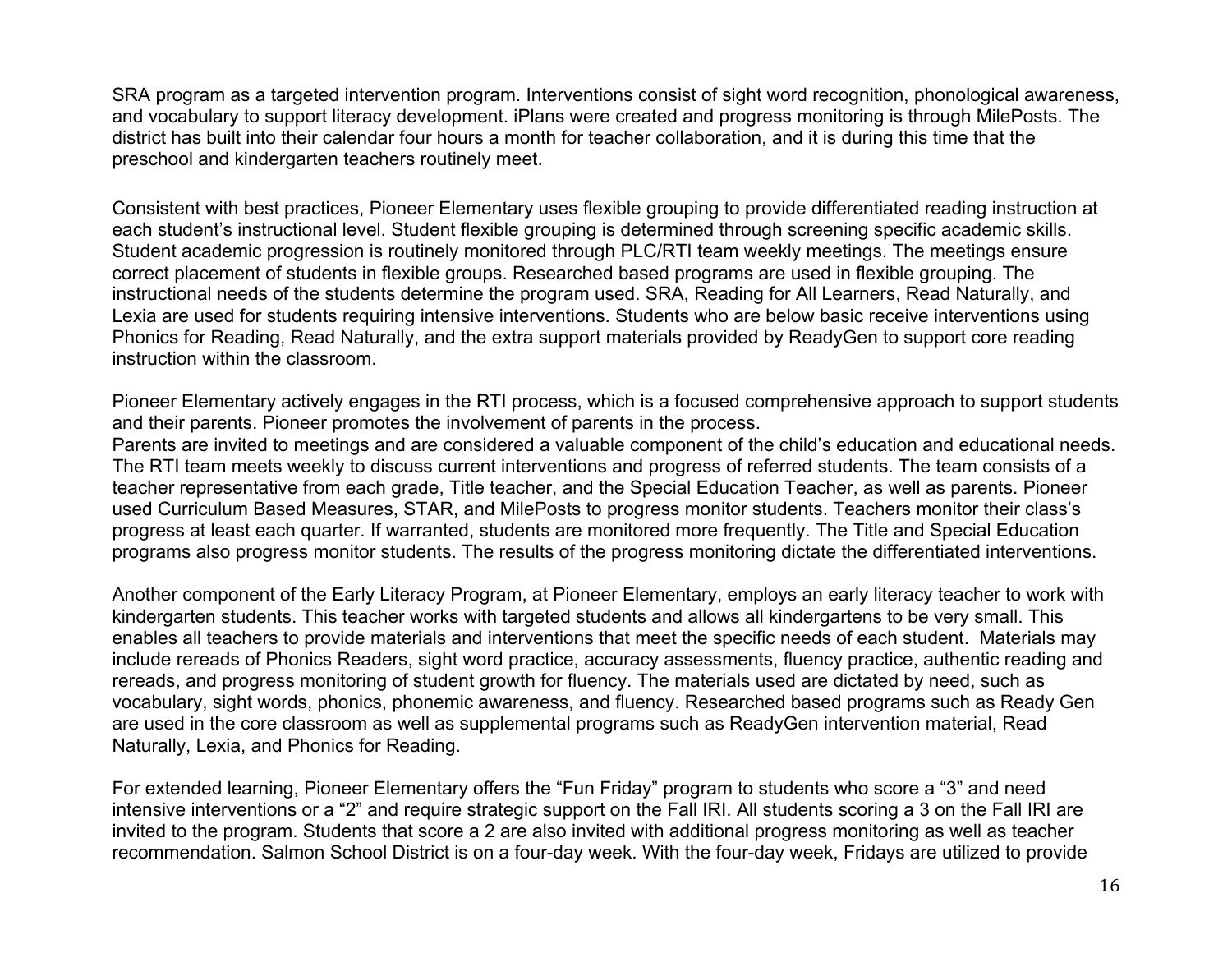SRA program as a targeted intervention program. Interventions consist of sight word recognition, phonological awareness, and vocabulary to support literacy development. iPlans were created and progress monitoring is through MilePosts. The district has built into their calendar four hours a month for teacher collaboration, and it is during this time that the preschool and kindergarten teachers routinely meet.

Consistent with best practices, Pioneer Elementary uses flexible grouping to provide differentiated reading instruction at each student's instructional level. Student flexible grouping is determined through screening specific academic skills. Student academic progression is routinely monitored through PLC/RTI team weekly meetings. The meetings ensure correct placement of students in flexible groups. Researched based programs are used in flexible grouping. The instructional needs of the students determine the program used. SRA, Reading for All Learners, Read Naturally, and Lexia are used for students requiring intensive interventions. Students who are below basic receive interventions using Phonics for Reading, Read Naturally, and the extra support materials provided by ReadyGen to support core reading instruction within the classroom.

Pioneer Elementary actively engages in the RTI process, which is a focused comprehensive approach to support students and their parents. Pioneer promotes the involvement of parents in the process.
Parents are invited to meetings and are considered a valuable component of the child's education and educational needs. The RTI team meets weekly to discuss current interventions and progress of referred students. The team consists of a teacher representative from each grade, Title teacher, and the Special Education Teacher, as well as parents. Pioneer used Curriculum Based Measures, STAR, and MilePosts to progress monitor students. Teachers monitor their class's progress at least each quarter. If warranted, students are monitored more frequently. The Title and Special Education programs also progress monitor students. The results of the progress monitoring dictate the differentiated interventions.

Another component of the Early Literacy Program, at Pioneer Elementary, employs an early literacy teacher to work with kindergarten students. This teacher works with targeted students and allows all kindergartens to be very small. This enables all teachers to provide materials and interventions that meet the specific needs of each student. Materials may include rereads of Phonics Readers, sight word practice, accuracy assessments, fluency practice, authentic reading and rereads, and progress monitoring of student growth for fluency. The materials used are dictated by need, such as vocabulary, sight words, phonics, phonemic awareness, and fluency. Researched based programs such as Ready Gen are used in the core classroom as well as supplemental programs such as ReadyGen intervention material, Read Naturally, Lexia, and Phonics for Reading.

For extended learning, Pioneer Elementary offers the "Fun Friday" program to students who score a "3" and need intensive interventions or a "2" and require strategic support on the Fall IRI. All students scoring a 3 on the Fall IRI are invited to the program. Students that score a 2 are also invited with additional progress monitoring as well as teacher recommendation. Salmon School District is on a four-day week. With the four-day week, Fridays are utilized to provide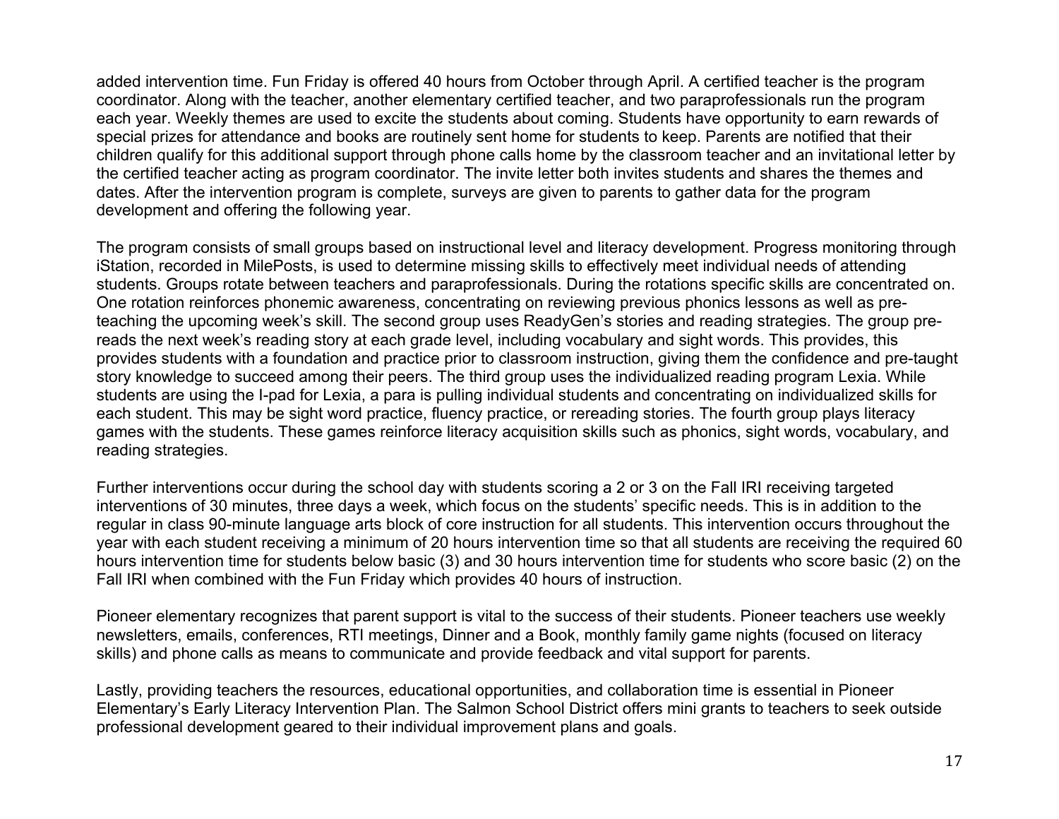added intervention time. Fun Friday is offered 40 hours from October through April. A certified teacher is the program coordinator. Along with the teacher, another elementary certified teacher, and two paraprofessionals run the program each year. Weekly themes are used to excite the students about coming. Students have opportunity to earn rewards of special prizes for attendance and books are routinely sent home for students to keep. Parents are notified that their children qualify for this additional support through phone calls home by the classroom teacher and an invitational letter by the certified teacher acting as program coordinator. The invite letter both invites students and shares the themes and dates. After the intervention program is complete, surveys are given to parents to gather data for the program development and offering the following year.

The program consists of small groups based on instructional level and literacy development. Progress monitoring through iStation, recorded in MilePosts, is used to determine missing skills to effectively meet individual needs of attending students. Groups rotate between teachers and paraprofessionals. During the rotations specific skills are concentrated on. One rotation reinforces phonemic awareness, concentrating on reviewing previous phonics lessons as well as pre-teaching the upcoming week's skill. The second group uses ReadyGen's stories and reading strategies. The group pre-reads the next week's reading story at each grade level, including vocabulary and sight words. This provides, this provides students with a foundation and practice prior to classroom instruction, giving them the confidence and pre-taught story knowledge to succeed among their peers. The third group uses the individualized reading program Lexia. While students are using the I-pad for Lexia, a para is pulling individual students and concentrating on individualized skills for each student. This may be sight word practice, fluency practice, or rereading stories. The fourth group plays literacy games with the students. These games reinforce literacy acquisition skills such as phonics, sight words, vocabulary, and reading strategies.

Further interventions occur during the school day with students scoring a 2 or 3 on the Fall IRI receiving targeted interventions of 30 minutes, three days a week, which focus on the students' specific needs. This is in addition to the regular in class 90-minute language arts block of core instruction for all students. This intervention occurs throughout the year with each student receiving a minimum of 20 hours intervention time so that all students are receiving the required 60 hours intervention time for students below basic (3) and 30 hours intervention time for students who score basic (2) on the Fall IRI when combined with the Fun Friday which provides 40 hours of instruction.

Pioneer elementary recognizes that parent support is vital to the success of their students. Pioneer teachers use weekly newsletters, emails, conferences, RTI meetings, Dinner and a Book, monthly family game nights (focused on literacy skills) and phone calls as means to communicate and provide feedback and vital support for parents.

Lastly, providing teachers the resources, educational opportunities, and collaboration time is essential in Pioneer Elementary's Early Literacy Intervention Plan. The Salmon School District offers mini grants to teachers to seek outside professional development geared to their individual improvement plans and goals.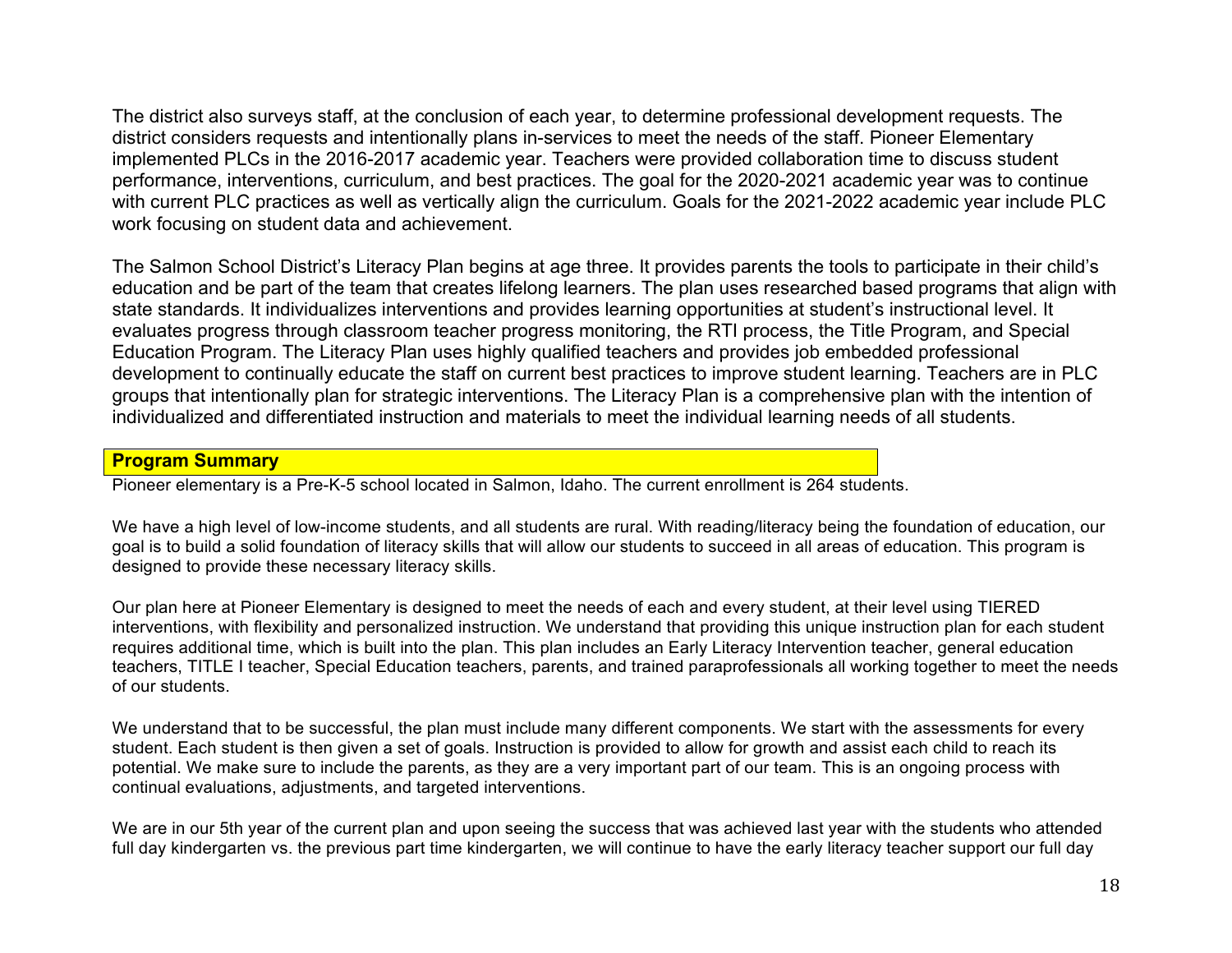The district also surveys staff, at the conclusion of each year, to determine professional development requests. The district considers requests and intentionally plans in-services to meet the needs of the staff. Pioneer Elementary implemented PLCs in the 2016-2017 academic year. Teachers were provided collaboration time to discuss student performance, interventions, curriculum, and best practices. The goal for the 2020-2021 academic year was to continue with current PLC practices as well as vertically align the curriculum. Goals for the 2021-2022 academic year include PLC work focusing on student data and achievement.

The Salmon School District's Literacy Plan begins at age three. It provides parents the tools to participate in their child's education and be part of the team that creates lifelong learners. The plan uses researched based programs that align with state standards. It individualizes interventions and provides learning opportunities at student's instructional level. It evaluates progress through classroom teacher progress monitoring, the RTI process, the Title Program, and Special Education Program. The Literacy Plan uses highly qualified teachers and provides job embedded professional development to continually educate the staff on current best practices to improve student learning. Teachers are in PLC groups that intentionally plan for strategic interventions. The Literacy Plan is a comprehensive plan with the intention of individualized and differentiated instruction and materials to meet the individual learning needs of all students.

## Program Summary

Pioneer elementary is a Pre-K-5 school located in Salmon, Idaho. The current enrollment is 264 students.

We have a high level of low-income students, and all students are rural. With reading/literacy being the foundation of education, our goal is to build a solid foundation of literacy skills that will allow our students to succeed in all areas of education. This program is designed to provide these necessary literacy skills.

Our plan here at Pioneer Elementary is designed to meet the needs of each and every student, at their level using TIERED interventions, with flexibility and personalized instruction. We understand that providing this unique instruction plan for each student requires additional time, which is built into the plan. This plan includes an Early Literacy Intervention teacher, general education teachers, TITLE I teacher, Special Education teachers, parents, and trained paraprofessionals all working together to meet the needs of our students.

We understand that to be successful, the plan must include many different components. We start with the assessments for every student. Each student is then given a set of goals. Instruction is provided to allow for growth and assist each child to reach its potential. We make sure to include the parents, as they are a very important part of our team. This is an ongoing process with continual evaluations, adjustments, and targeted interventions.

We are in our 5th year of the current plan and upon seeing the success that was achieved last year with the students who attended full day kindergarten vs. the previous part time kindergarten, we will continue to have the early literacy teacher support our full day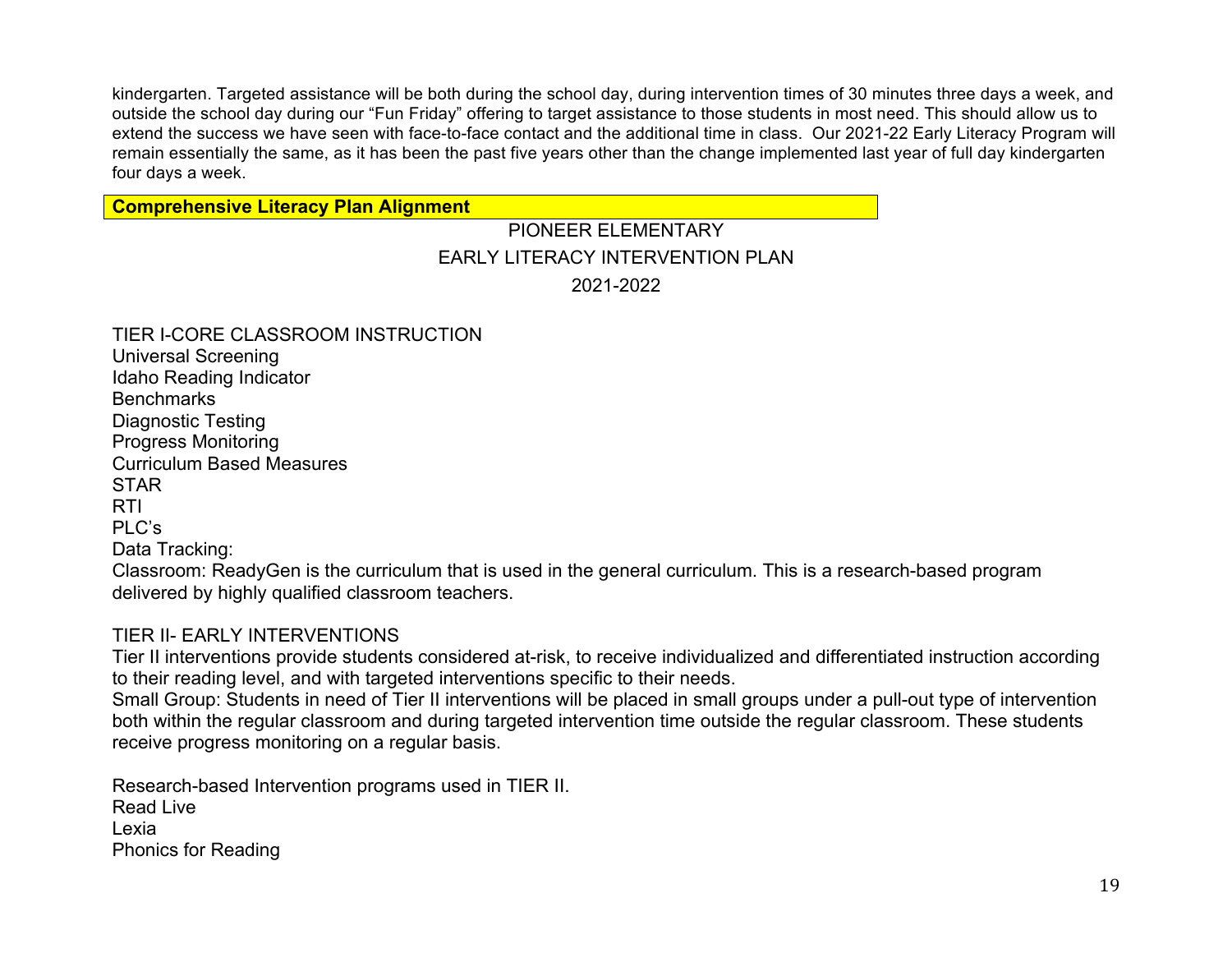kindergarten. Targeted assistance will be both during the school day, during intervention times of 30 minutes three days a week, and outside the school day during our "Fun Friday" offering to target assistance to those students in most need. This should allow us to extend the success we have seen with face-to-face contact and the additional time in class. Our 2021-22 Early Literacy Program will remain essentially the same, as it has been the past five years other than the change implemented last year of full day kindergarten four days a week.

**Comprehensive Literacy Plan Alignment**

PIONEER ELEMENTARY

EARLY LITERACY INTERVENTION PLAN

2021-2022

TIER I-CORE CLASSROOM INSTRUCTION
Universal Screening
Idaho Reading Indicator
Benchmarks
Diagnostic Testing
Progress Monitoring
Curriculum Based Measures
STAR
RTI
PLC's
Data Tracking:
Classroom: ReadyGen is the curriculum that is used in the general curriculum. This is a research-based program delivered by highly qualified classroom teachers.

TIER II- EARLY INTERVENTIONS
Tier II interventions provide students considered at-risk, to receive individualized and differentiated instruction according to their reading level, and with targeted interventions specific to their needs.
Small Group: Students in need of Tier II interventions will be placed in small groups under a pull-out type of intervention both within the regular classroom and during targeted intervention time outside the regular classroom. These students receive progress monitoring on a regular basis.

Research-based Intervention programs used in TIER II.
Read Live
Lexia
Phonics for Reading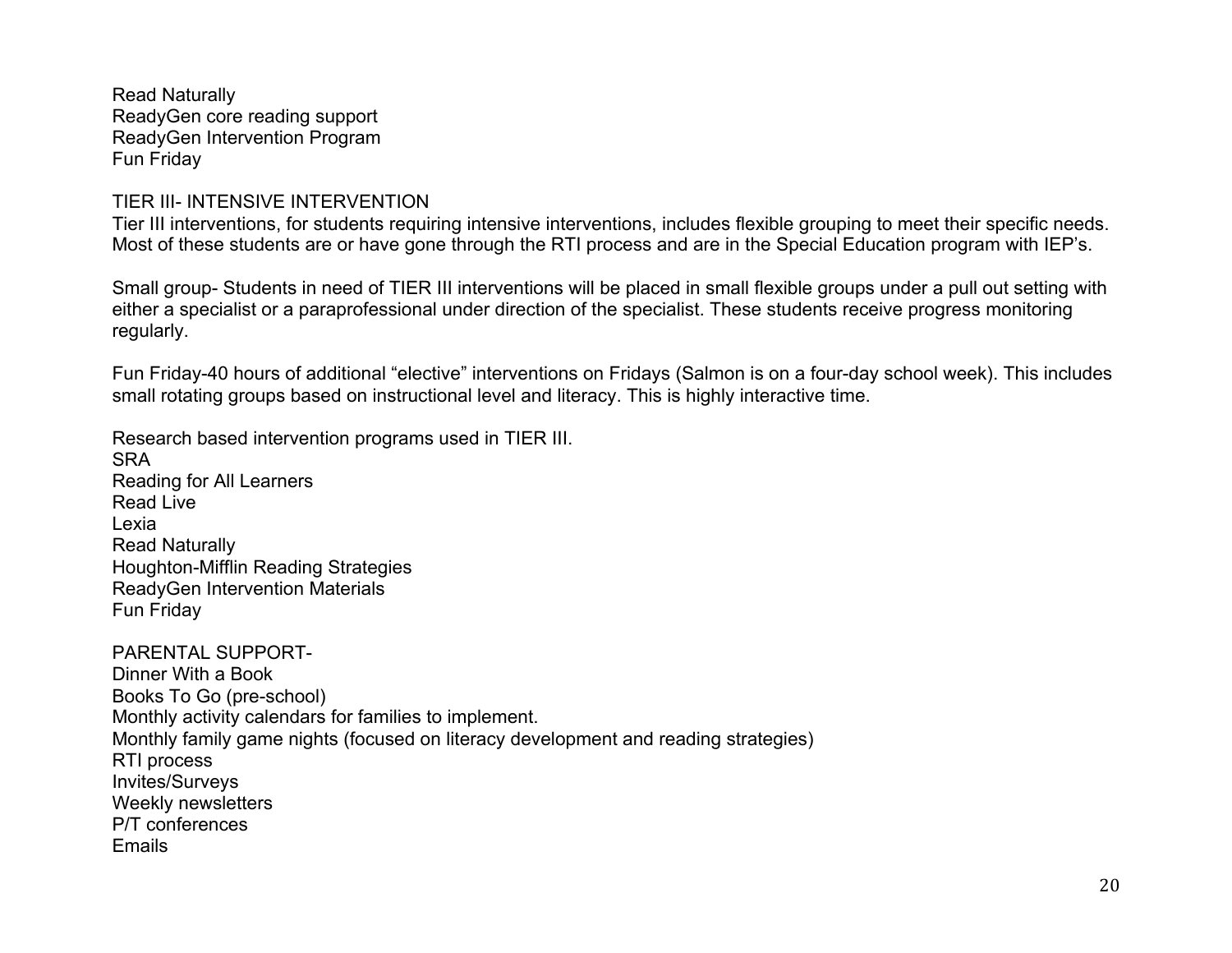Read Naturally
ReadyGen core reading support
ReadyGen Intervention Program
Fun Friday

TIER III- INTENSIVE INTERVENTION

Tier III interventions, for students requiring intensive interventions, includes flexible grouping to meet their specific needs. Most of these students are or have gone through the RTI process and are in the Special Education program with IEP's.

Small group- Students in need of TIER III interventions will be placed in small flexible groups under a pull out setting with either a specialist or a paraprofessional under direction of the specialist. These students receive progress monitoring regularly.

Fun Friday-40 hours of additional "elective" interventions on Fridays (Salmon is on a four-day school week). This includes small rotating groups based on instructional level and literacy. This is highly interactive time.

Research based intervention programs used in TIER III.
SRA
Reading for All Learners
Read Live
Lexia
Read Naturally
Houghton-Mifflin Reading Strategies
ReadyGen Intervention Materials
Fun Friday

PARENTAL SUPPORT-
Dinner With a Book
Books To Go (pre-school)
Monthly activity calendars for families to implement.
Monthly family game nights (focused on literacy development and reading strategies)
RTI process
Invites/Surveys
Weekly newsletters
P/T conferences
Emails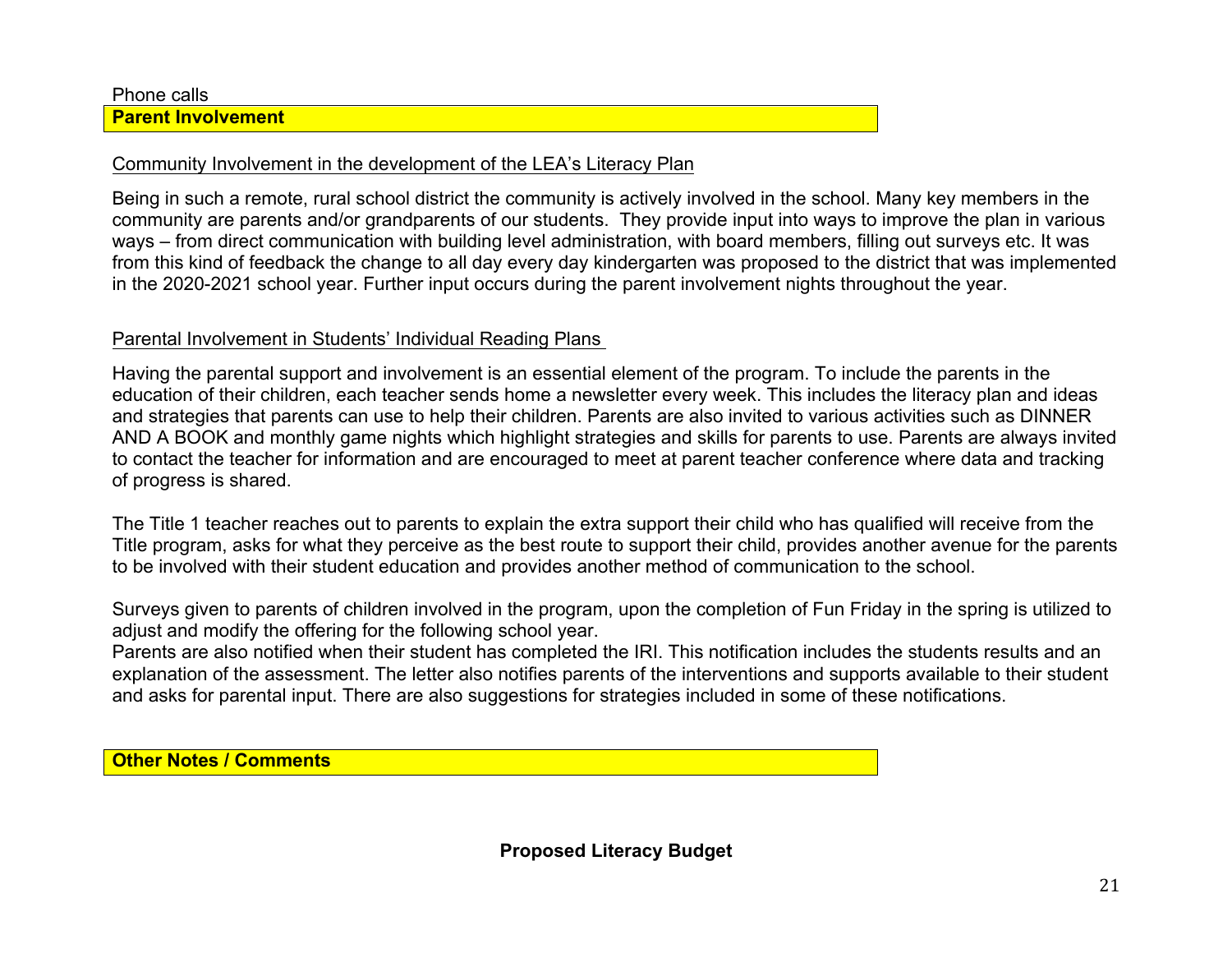Phone calls

## Parent Involvement

Community Involvement in the development of the LEA's Literacy Plan

Being in such a remote, rural school district the community is actively involved in the school. Many key members in the community are parents and/or grandparents of our students. They provide input into ways to improve the plan in various ways – from direct communication with building level administration, with board members, filling out surveys etc. It was from this kind of feedback the change to all day every day kindergarten was proposed to the district that was implemented in the 2020-2021 school year. Further input occurs during the parent involvement nights throughout the year.

Parental Involvement in Students' Individual Reading Plans

Having the parental support and involvement is an essential element of the program. To include the parents in the education of their children, each teacher sends home a newsletter every week. This includes the literacy plan and ideas and strategies that parents can use to help their children. Parents are also invited to various activities such as DINNER AND A BOOK and monthly game nights which highlight strategies and skills for parents to use. Parents are always invited to contact the teacher for information and are encouraged to meet at parent teacher conference where data and tracking of progress is shared.

The Title 1 teacher reaches out to parents to explain the extra support their child who has qualified will receive from the Title program, asks for what they perceive as the best route to support their child, provides another avenue for the parents to be involved with their student education and provides another method of communication to the school.

Surveys given to parents of children involved in the program, upon the completion of Fun Friday in the spring is utilized to adjust and modify the offering for the following school year.
Parents are also notified when their student has completed the IRI. This notification includes the students results and an explanation of the assessment. The letter also notifies parents of the interventions and supports available to their student and asks for parental input. There are also suggestions for strategies included in some of these notifications.

## Other Notes / Comments

**Proposed Literacy Budget**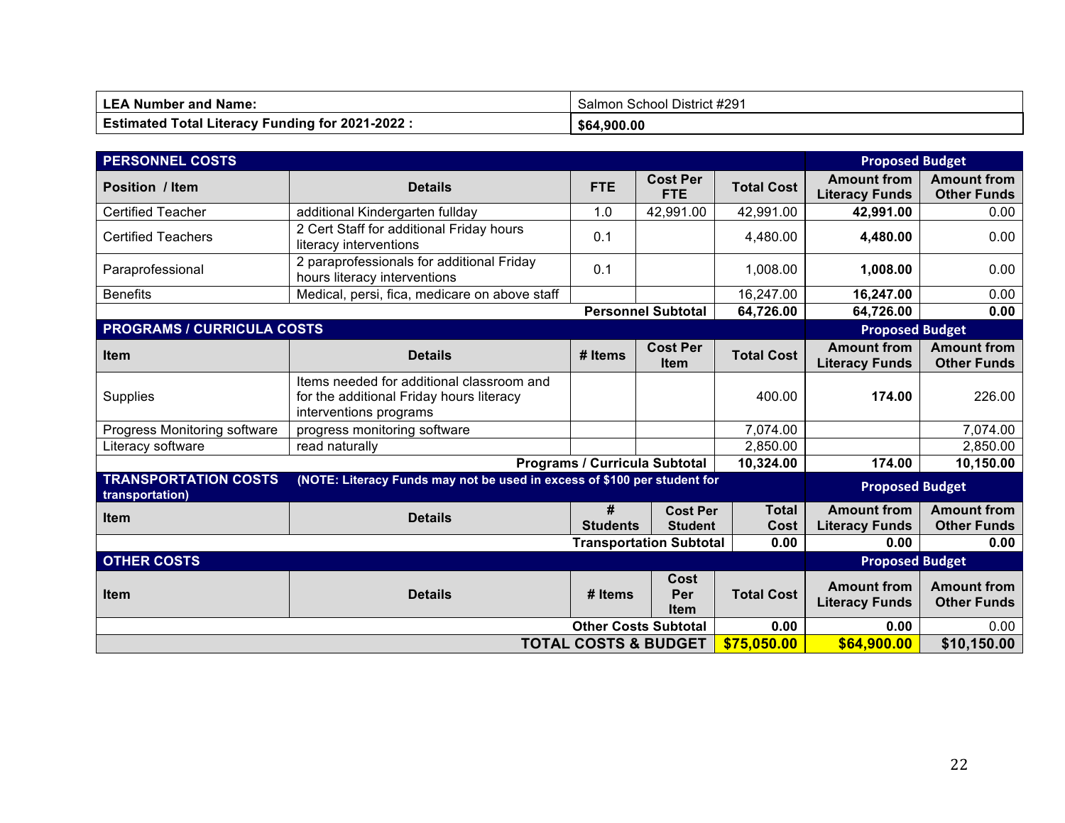| LEA Number and Name: | Salmon School District #291 |
|---|---|
| **Estimated Total Literacy Funding for 2021-2022 :** | **$64,900.00** |

| PERSONNEL COSTS | | | | | Proposed Budget | |
|---|---|---|---|---|---|---|
| **Position / Item** | **Details** | **FTE** | **Cost Per FTE** | **Total Cost** | **Amount from Literacy Funds** | **Amount from Other Funds** |
| Certified Teacher | additional Kindergarten fullday | 1.0 | 42,991.00 | 42,991.00 | **42,991.00** | 0.00 |
| Certified Teachers | 2 Cert Staff for additional Friday hours literacy interventions | 0.1 | | 4,480.00 | **4,480.00** | 0.00 |
| Paraprofessional | 2 paraprofessionals for additional Friday hours literacy interventions | 0.1 | | 1,008.00 | **1,008.00** | 0.00 |
| Benefits | Medical, persi, fica, medicare on above staff | | | 16,247.00 | **16,247.00** | 0.00 |
| | | | **Personnel Subtotal** | **64,726.00** | **64,726.00** | **0.00** |

| PROGRAMS / CURRICULA COSTS | | | | | Proposed Budget | |
|---|---|---|---|---|---|---|
| **Item** | **Details** | **# Items** | **Cost Per Item** | **Total Cost** | **Amount from Literacy Funds** | **Amount from Other Funds** |
| Supplies | Items needed for additional classroom and for the additional Friday hours literacy interventions programs | | | 400.00 | **174.00** | 226.00 |
| Progress Monitoring software | progress monitoring software | | | 7,074.00 | | 7,074.00 |
| Literacy software | read naturally | | | 2,850.00 | | 2,850.00 |
| | | | **Programs / Curricula Subtotal** | **10,324.00** | **174.00** | **10,150.00** |

| TRANSPORTATION COSTS (NOTE: Literacy Funds may not be used in excess of $100 per student for transportation) | | | | | Proposed Budget | |
|---|---|---|---|---|---|---|
| **Item** | **Details** | **# Students** | **Cost Per Student** | **Total Cost** | **Amount from Literacy Funds** | **Amount from Other Funds** |
| | | | **Transportation Subtotal** | **0.00** | **0.00** | **0.00** |

| OTHER COSTS | | | | | Proposed Budget | |
|---|---|---|---|---|---|---|
| **Item** | **Details** | **# Items** | **Cost Per Item** | **Total Cost** | **Amount from Literacy Funds** | **Amount from Other Funds** |
| | | | **Other Costs Subtotal** | **0.00** | **0.00** | 0.00 |
| | | | **TOTAL COSTS & BUDGET** | **$75,050.00** | **$64,900.00** | **$10,150.00** |